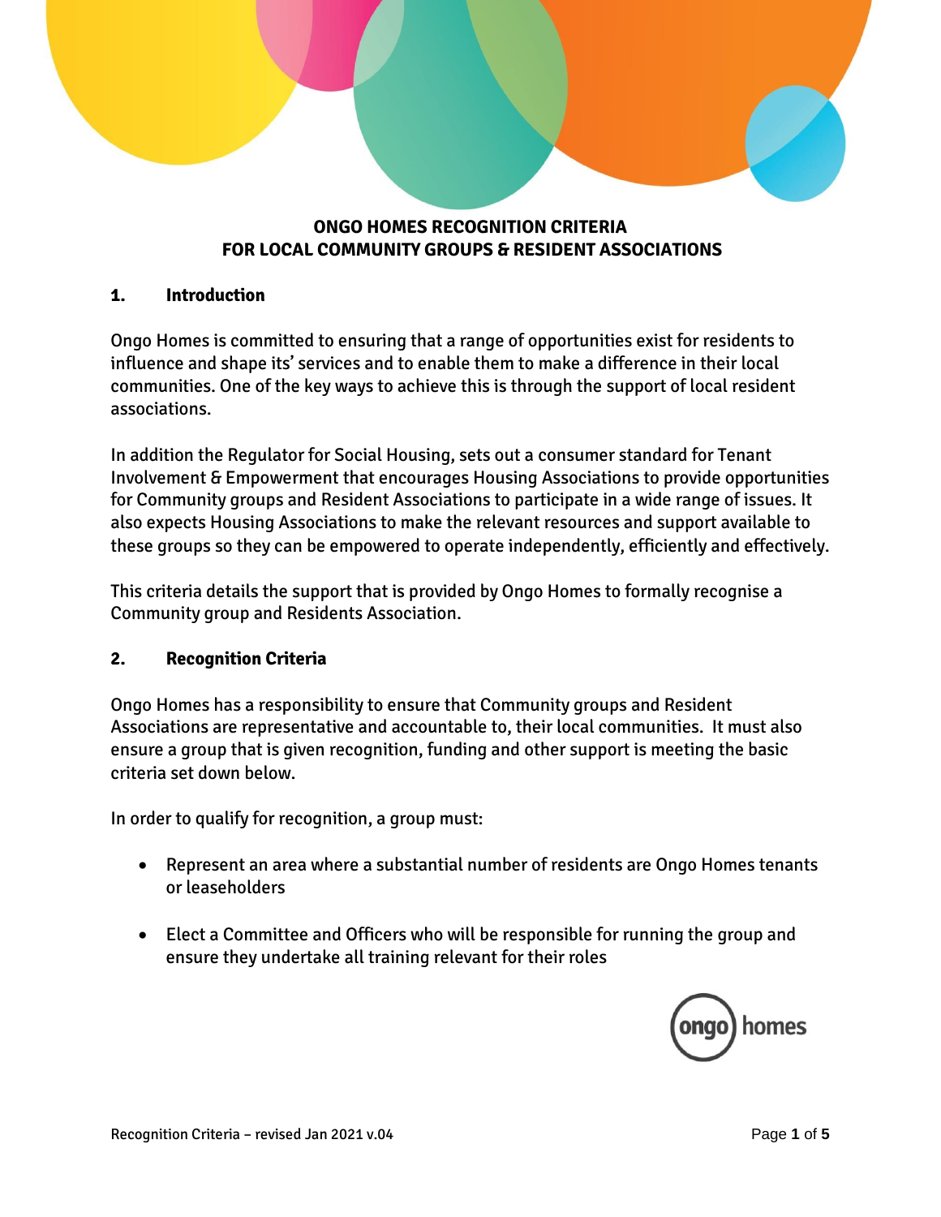# ONGO HOMES RECOGNITION CRITERIA
# FOR LOCAL COMMUNITY GROUPS & RESIDENT ASSOCIATIONS

## 1. Introduction

Ongo Homes is committed to ensuring that a range of opportunities exist for residents to influence and shape its' services and to enable them to make a difference in their local communities. One of the key ways to achieve this is through the support of local resident associations.

In addition the Regulator for Social Housing, sets out a consumer standard for Tenant Involvement & Empowerment that encourages Housing Associations to provide opportunities for Community groups and Resident Associations to participate in a wide range of issues. It also expects Housing Associations to make the relevant resources and support available to these groups so they can be empowered to operate independently, efficiently and effectively.

This criteria details the support that is provided by Ongo Homes to formally recognise a Community group and Residents Association.

## 2. Recognition Criteria

Ongo Homes has a responsibility to ensure that Community groups and Resident Associations are representative and accountable to, their local communities. It must also ensure a group that is given recognition, funding and other support is meeting the basic criteria set down below.

In order to qualify for recognition, a group must:

- Represent an area where a substantial number of residents are Ongo Homes tenants or leaseholders
- Elect a Committee and Officers who will be responsible for running the group and ensure they undertake all training relevant for their roles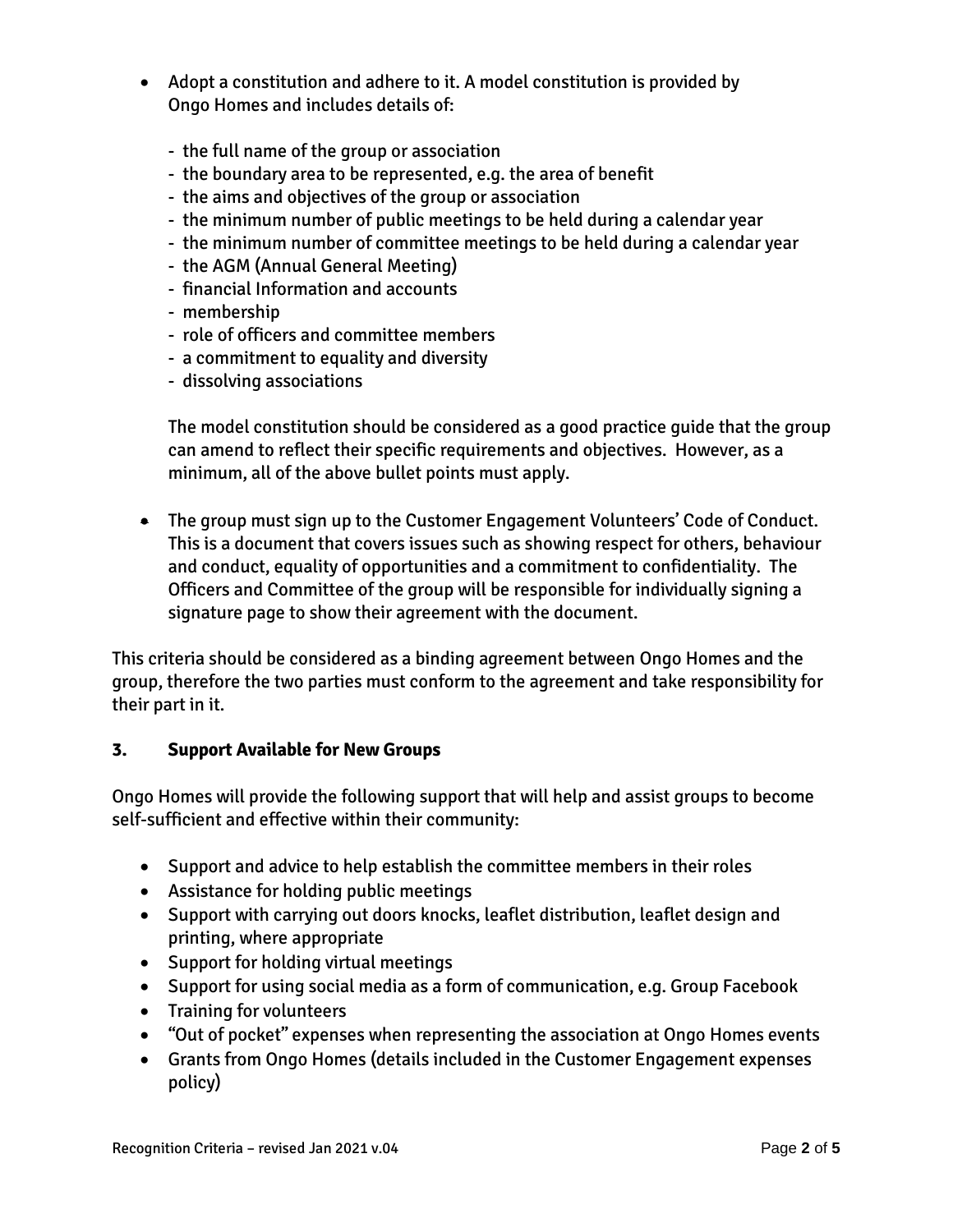- Adopt a constitution and adhere to it. A model constitution is provided by Ongo Homes and includes details of:

  - the full name of the group or association
  - the boundary area to be represented, e.g. the area of benefit
  - the aims and objectives of the group or association
  - the minimum number of public meetings to be held during a calendar year
  - the minimum number of committee meetings to be held during a calendar year
  - the AGM (Annual General Meeting)
  - financial Information and accounts
  - membership
  - role of officers and committee members
  - a commitment to equality and diversity
  - dissolving associations

  The model constitution should be considered as a good practice guide that the group can amend to reflect their specific requirements and objectives. However, as a minimum, all of the above bullet points must apply.

- The group must sign up to the Customer Engagement Volunteers' Code of Conduct. This is a document that covers issues such as showing respect for others, behaviour and conduct, equality of opportunities and a commitment to confidentiality. The Officers and Committee of the group will be responsible for individually signing a signature page to show their agreement with the document.

This criteria should be considered as a binding agreement between Ongo Homes and the group, therefore the two parties must conform to the agreement and take responsibility for their part in it.

## 3. Support Available for New Groups

Ongo Homes will provide the following support that will help and assist groups to become self-sufficient and effective within their community:

- Support and advice to help establish the committee members in their roles
- Assistance for holding public meetings
- Support with carrying out doors knocks, leaflet distribution, leaflet design and printing, where appropriate
- Support for holding virtual meetings
- Support for using social media as a form of communication, e.g. Group Facebook
- Training for volunteers
- "Out of pocket" expenses when representing the association at Ongo Homes events
- Grants from Ongo Homes (details included in the Customer Engagement expenses policy)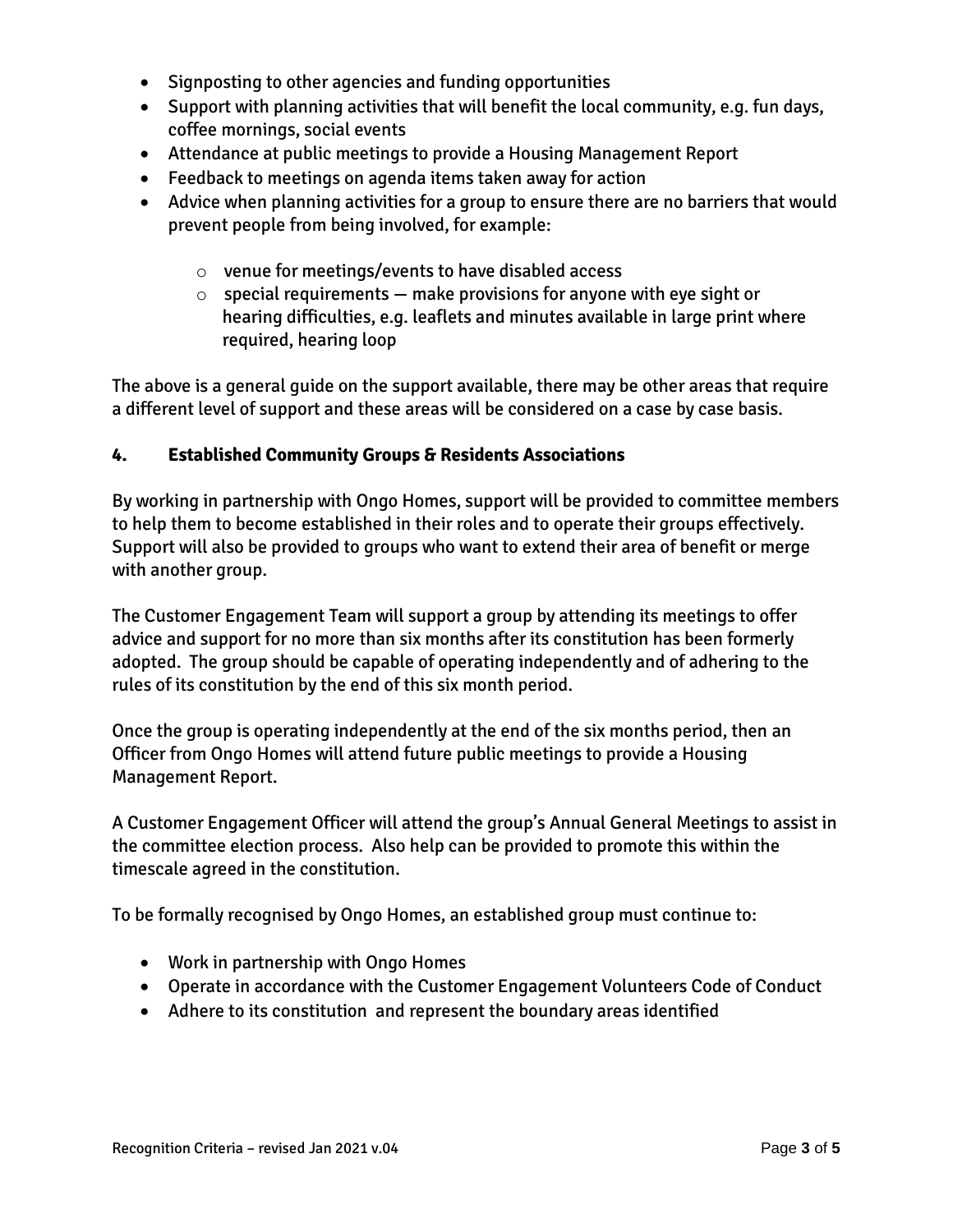- Signposting to other agencies and funding opportunities
- Support with planning activities that will benefit the local community, e.g. fun days, coffee mornings, social events
- Attendance at public meetings to provide a Housing Management Report
- Feedback to meetings on agenda items taken away for action
- Advice when planning activities for a group to ensure there are no barriers that would prevent people from being involved, for example:
  - venue for meetings/events to have disabled access
  - special requirements – make provisions for anyone with eye sight or hearing difficulties, e.g. leaflets and minutes available in large print where required, hearing loop

The above is a general guide on the support available, there may be other areas that require a different level of support and these areas will be considered on a case by case basis.

## 4. Established Community Groups & Residents Associations

By working in partnership with Ongo Homes, support will be provided to committee members to help them to become established in their roles and to operate their groups effectively. Support will also be provided to groups who want to extend their area of benefit or merge with another group.

The Customer Engagement Team will support a group by attending its meetings to offer advice and support for no more than six months after its constitution has been formerly adopted. The group should be capable of operating independently and of adhering to the rules of its constitution by the end of this six month period.

Once the group is operating independently at the end of the six months period, then an Officer from Ongo Homes will attend future public meetings to provide a Housing Management Report.

A Customer Engagement Officer will attend the group's Annual General Meetings to assist in the committee election process. Also help can be provided to promote this within the timescale agreed in the constitution.

To be formally recognised by Ongo Homes, an established group must continue to:

- Work in partnership with Ongo Homes
- Operate in accordance with the Customer Engagement Volunteers Code of Conduct
- Adhere to its constitution and represent the boundary areas identified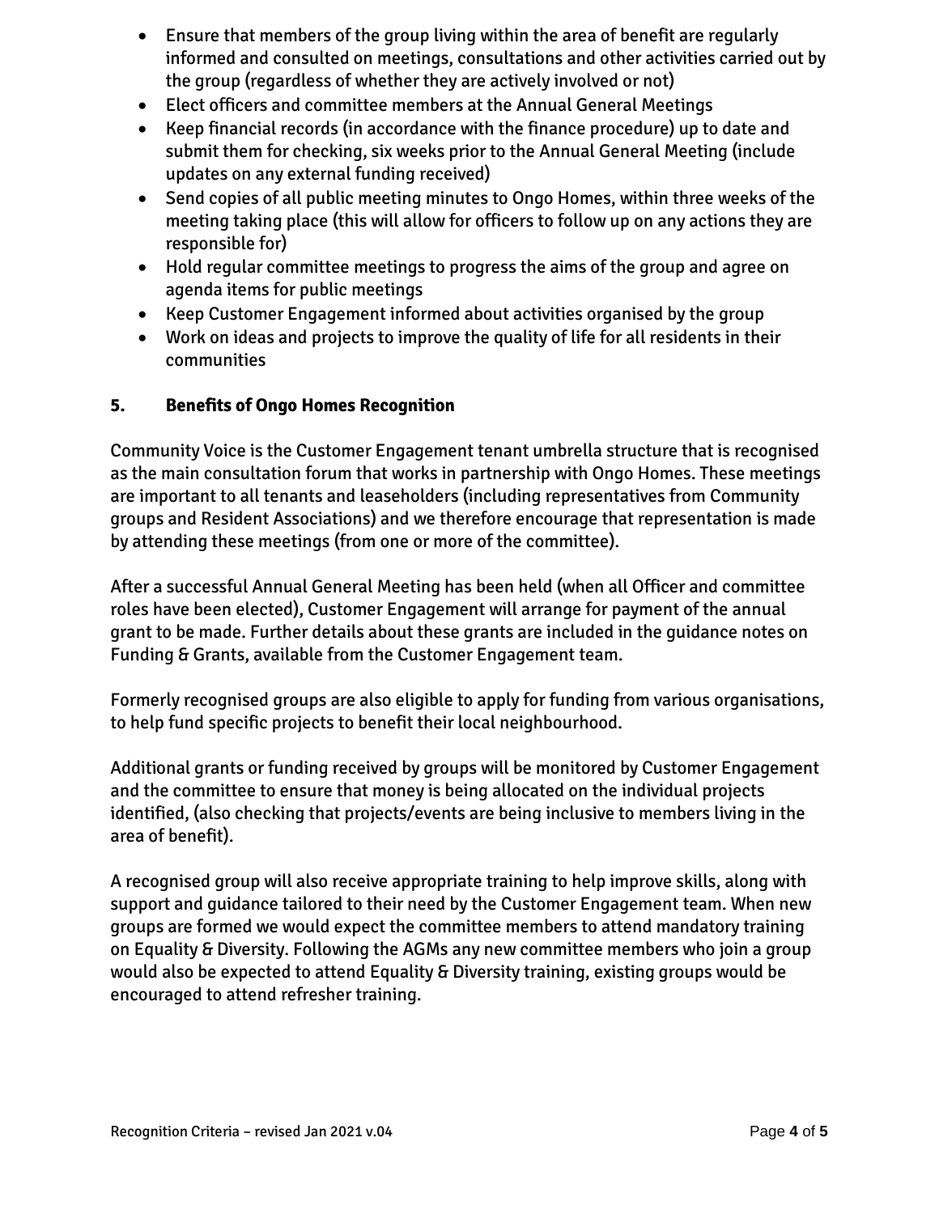- Ensure that members of the group living within the area of benefit are regularly informed and consulted on meetings, consultations and other activities carried out by the group (regardless of whether they are actively involved or not)
- Elect officers and committee members at the Annual General Meetings
- Keep financial records (in accordance with the finance procedure) up to date and submit them for checking, six weeks prior to the Annual General Meeting (include updates on any external funding received)
- Send copies of all public meeting minutes to Ongo Homes, within three weeks of the meeting taking place (this will allow for officers to follow up on any actions they are responsible for)
- Hold regular committee meetings to progress the aims of the group and agree on agenda items for public meetings
- Keep Customer Engagement informed about activities organised by the group
- Work on ideas and projects to improve the quality of life for all residents in their communities

## 5. Benefits of Ongo Homes Recognition

Community Voice is the Customer Engagement tenant umbrella structure that is recognised as the main consultation forum that works in partnership with Ongo Homes. These meetings are important to all tenants and leaseholders (including representatives from Community groups and Resident Associations) and we therefore encourage that representation is made by attending these meetings (from one or more of the committee).

After a successful Annual General Meeting has been held (when all Officer and committee roles have been elected), Customer Engagement will arrange for payment of the annual grant to be made. Further details about these grants are included in the guidance notes on Funding & Grants, available from the Customer Engagement team.

Formerly recognised groups are also eligible to apply for funding from various organisations, to help fund specific projects to benefit their local neighbourhood.

Additional grants or funding received by groups will be monitored by Customer Engagement and the committee to ensure that money is being allocated on the individual projects identified, (also checking that projects/events are being inclusive to members living in the area of benefit).

A recognised group will also receive appropriate training to help improve skills, along with support and guidance tailored to their need by the Customer Engagement team. When new groups are formed we would expect the committee members to attend mandatory training on Equality & Diversity. Following the AGMs any new committee members who join a group would also be expected to attend Equality & Diversity training, existing groups would be encouraged to attend refresher training.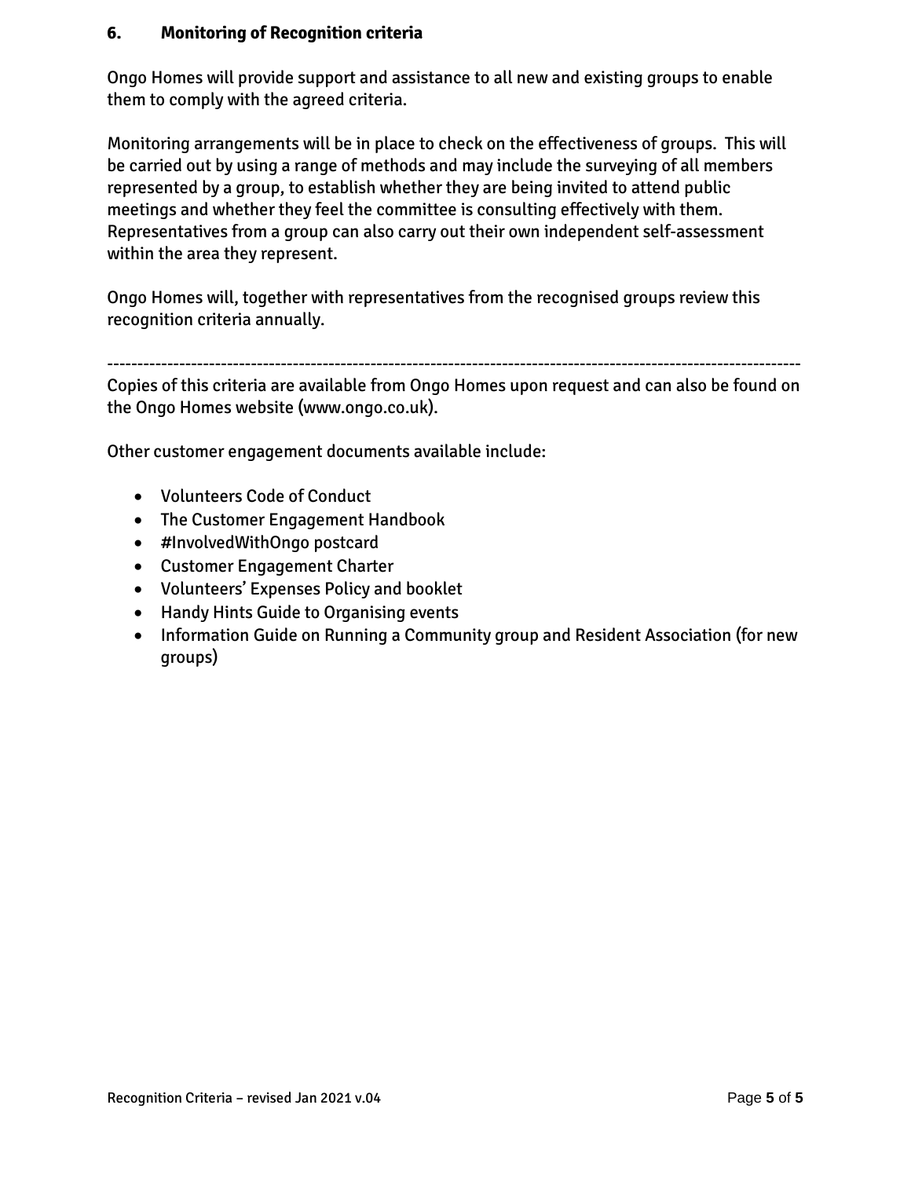## 6. Monitoring of Recognition criteria

Ongo Homes will provide support and assistance to all new and existing groups to enable them to comply with the agreed criteria.

Monitoring arrangements will be in place to check on the effectiveness of groups. This will be carried out by using a range of methods and may include the surveying of all members represented by a group, to establish whether they are being invited to attend public meetings and whether they feel the committee is consulting effectively with them. Representatives from a group can also carry out their own independent self-assessment within the area they represent.

Ongo Homes will, together with representatives from the recognised groups review this recognition criteria annually.

---

Copies of this criteria are available from Ongo Homes upon request and can also be found on the Ongo Homes website (www.ongo.co.uk).

Other customer engagement documents available include:

- Volunteers Code of Conduct
- The Customer Engagement Handbook
- #InvolvedWithOngo postcard
- Customer Engagement Charter
- Volunteers' Expenses Policy and booklet
- Handy Hints Guide to Organising events
- Information Guide on Running a Community group and Resident Association (for new groups)